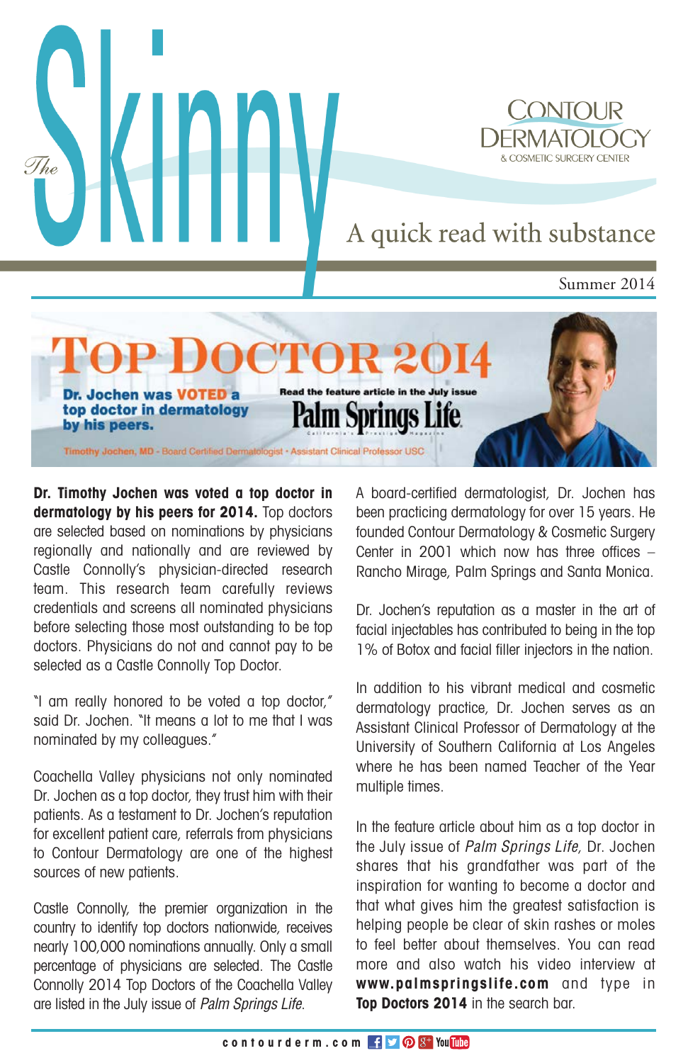# The Skinny

**CONTOUR DERMATOLOGY**
& COSMETIC SURGERY CENTER

A quick read with substance

Summer 2014

## TOP DOCTOR 2014

**Dr. Jochen was VOTED a top doctor in dermatology by his peers.**

Read the feature article in the July issue **Palm Springs Life**

Timothy Jochen, MD · Board Certified Dermatologist · Assistant Clinical Professor USC

**Dr. Timothy Jochen was voted a top doctor in dermatology by his peers for 2014.** Top doctors are selected based on nominations by physicians regionally and nationally and are reviewed by Castle Connolly's physician-directed research team. This research team carefully reviews credentials and screens all nominated physicians before selecting those most outstanding to be top doctors. Physicians do not and cannot pay to be selected as a Castle Connolly Top Doctor.

"I am really honored to be voted a top doctor," said Dr. Jochen. "It means a lot to me that I was nominated by my colleagues."

Coachella Valley physicians not only nominated Dr. Jochen as a top doctor, they trust him with their patients. As a testament to Dr. Jochen's reputation for excellent patient care, referrals from physicians to Contour Dermatology are one of the highest sources of new patients.

Castle Connolly, the premier organization in the country to identify top doctors nationwide, receives nearly 100,000 nominations annually. Only a small percentage of physicians are selected. The Castle Connolly 2014 Top Doctors of the Coachella Valley are listed in the July issue of *Palm Springs Life*.

A board-certified dermatologist, Dr. Jochen has been practicing dermatology for over 15 years. He founded Contour Dermatology & Cosmetic Surgery Center in 2001 which now has three offices – Rancho Mirage, Palm Springs and Santa Monica.

Dr. Jochen's reputation as a master in the art of facial injectables has contributed to being in the top 1% of Botox and facial filler injectors in the nation.

In addition to his vibrant medical and cosmetic dermatology practice, Dr. Jochen serves as an Assistant Clinical Professor of Dermatology at the University of Southern California at Los Angeles where he has been named Teacher of the Year multiple times.

In the feature article about him as a top doctor in the July issue of *Palm Springs Life*, Dr. Jochen shares that his grandfather was part of the inspiration for wanting to become a doctor and that what gives him the greatest satisfaction is helping people be clear of skin rashes or moles to feel better about themselves. You can read more and also watch his video interview at **www.palmspringslife.com** and type in **Top Doctors 2014** in the search bar.

contourderm.com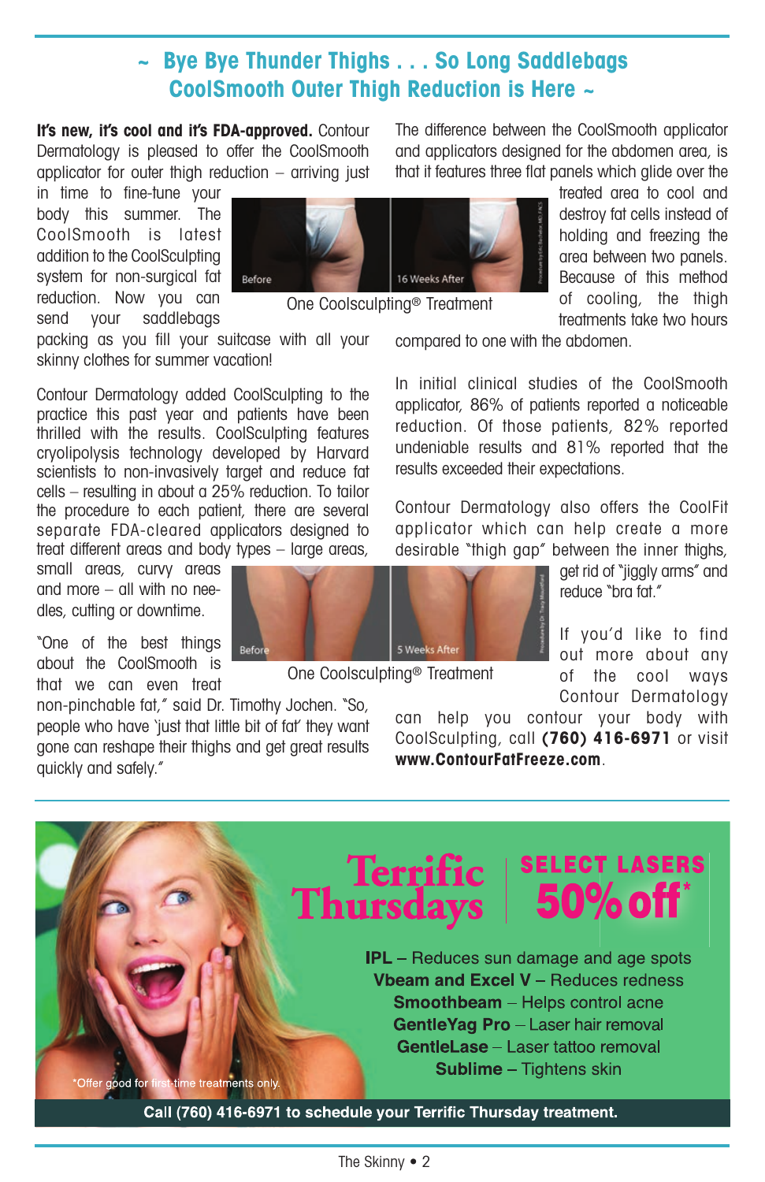## ~ Bye Bye Thunder Thighs . . . So Long Saddlebags CoolSmooth Outer Thigh Reduction is Here ~

**It's new, it's cool and it's FDA-approved.** Contour Dermatology is pleased to offer the CoolSmooth applicator for outer thigh reduction – arriving just in time to fine-tune your body this summer. The CoolSmooth is latest addition to the CoolSculpting system for non-surgical fat reduction. Now you can send your saddlebags packing as you fill your suitcase with all your skinny clothes for summer vacation!

One Coolsculpting® Treatment

Contour Dermatology added CoolSculpting to the practice this past year and patients have been thrilled with the results. CoolSculpting features cryolipolysis technology developed by Harvard scientists to non-invasively target and reduce fat cells – resulting in about a 25% reduction. To tailor the procedure to each patient, there are several separate FDA-cleared applicators designed to treat different areas and body types – large areas, small areas, curvy areas and more – all with no needles, cutting or downtime.

"One of the best things about the CoolSmooth is that we can even treat non-pinchable fat," said Dr. Timothy Jochen. "So, people who have 'just that little bit of fat' they want gone can reshape their thighs and get great results quickly and safely."

The difference between the CoolSmooth applicator and applicators designed for the abdomen area, is that it features three flat panels which glide over the treated area to cool and destroy fat cells instead of holding and freezing the area between two panels. Because of this method of cooling, the thigh treatments take two hours compared to one with the abdomen.

In initial clinical studies of the CoolSmooth applicator, 86% of patients reported a noticeable reduction. Of those patients, 82% reported undeniable results and 81% reported that the results exceeded their expectations.

Contour Dermatology also offers the CoolFit applicator which can help create a more desirable "thigh gap" between the inner thighs, get rid of "jiggly arms" and reduce "bra fat."

One Coolsculpting® Treatment

If you'd like to find out more about any of the cool ways Contour Dermatology can help you contour your body with CoolSculpting, call **(760) 416-6971** or visit **www.ContourFatFreeze.com**.

---

## Terrific Thursdays | SELECT LASERS 50% off*

**IPL** – Reduces sun damage and age spots
**Vbeam and Excel V** – Reduces redness
**Smoothbeam** – Helps control acne
**GentleYag Pro** – Laser hair removal
**GentleLase** – Laser tattoo removal
**Sublime** – Tightens skin

*Offer good for first-time treatments only.

**Call (760) 416-6971 to schedule your Terrific Thursday treatment.**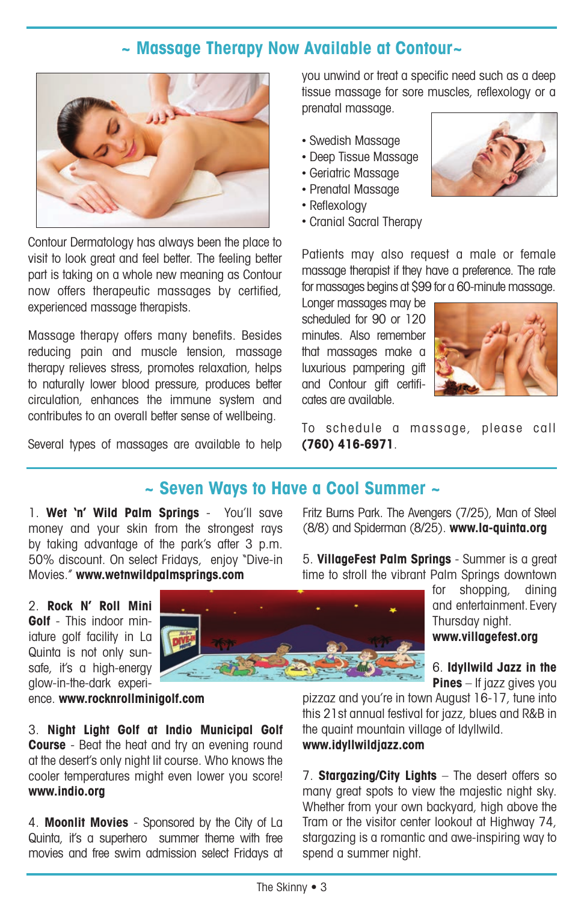## ~ Massage Therapy Now Available at Contour~

Contour Dermatology has always been the place to visit to look great and feel better. The feeling better part is taking on a whole new meaning as Contour now offers therapeutic massages by certified, experienced massage therapists.

Massage therapy offers many benefits. Besides reducing pain and muscle tension, massage therapy relieves stress, promotes relaxation, helps to naturally lower blood pressure, produces better circulation, enhances the immune system and contributes to an overall better sense of wellbeing.

Several types of massages are available to help you unwind or treat a specific need such as a deep tissue massage for sore muscles, reflexology or a prenatal massage.

- Swedish Massage
- Deep Tissue Massage
- Geriatric Massage
- Prenatal Massage
- Reflexology
- Cranial Sacral Therapy

Patients may also request a male or female massage therapist if they have a preference. The rate for massages begins at $99 for a 60-minute massage. Longer massages may be scheduled for 90 or 120 minutes. Also remember that massages make a luxurious pampering gift and Contour gift certificates are available.

To schedule a massage, please call **(760) 416-6971**.

## ~ Seven Ways to Have a Cool Summer ~

1. **Wet 'n' Wild Palm Springs** - You'll save money and your skin from the strongest rays by taking advantage of the park's after 3 p.m. 50% discount. On select Fridays, enjoy "Dive-in Movies." **www.wetnwildpalmsprings.com**

2. **Rock N' Roll Mini Golf** - This indoor miniature golf facility in La Quinta is not only sun-safe, it's a high-energy glow-in-the-dark experience. **www.rocknrollminigolf.com**

3. **Night Light Golf at Indio Municipal Golf Course** - Beat the heat and try an evening round at the desert's only night lit course. Who knows the cooler temperatures might even lower you score! **www.indio.org**

4. **Moonlit Movies** - Sponsored by the City of La Quinta, it's a superhero summer theme with free movies and free swim admission select Fridays at Fritz Burns Park. The Avengers (7/25), Man of Steel (8/8) and Spiderman (8/25). **www.la-quinta.org**

5. **VillageFest Palm Springs** - Summer is a great time to stroll the vibrant Palm Springs downtown for shopping, dining and entertainment. Every Thursday night. **www.villagefest.org**

6. **Idyllwild Jazz in the Pines** – If jazz gives you pizzaz and you're in town August 16-17, tune into this 21st annual festival for jazz, blues and R&B in the quaint mountain village of Idyllwild. **www.idyllwildjazz.com**

7. **Stargazing/City Lights** – The desert offers so many great spots to view the majestic night sky. Whether from your own backyard, high above the Tram or the visitor center lookout at Highway 74, stargazing is a romantic and awe-inspiring way to spend a summer night.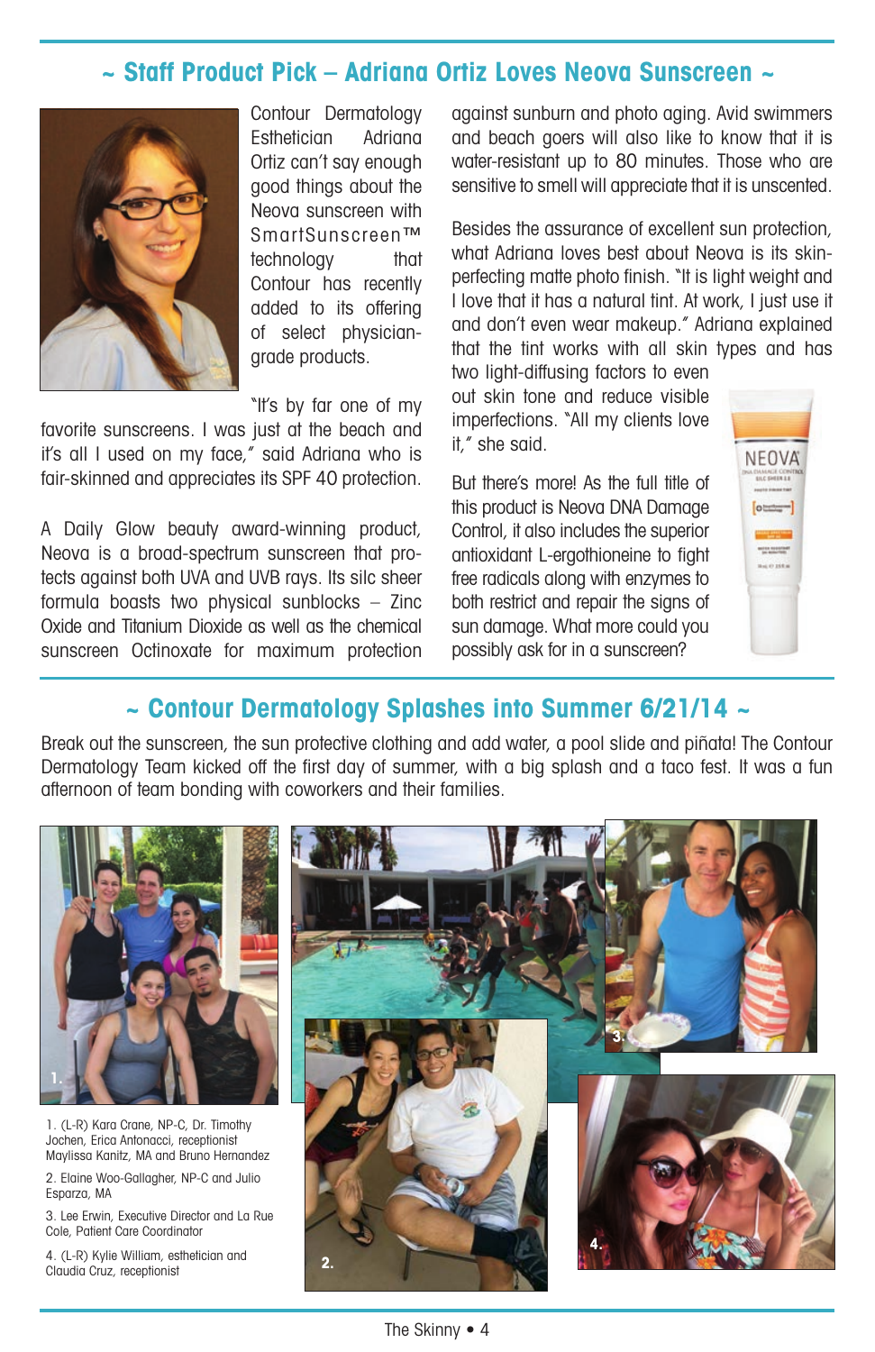## ~ Staff Product Pick – Adriana Ortiz Loves Neova Sunscreen ~

Contour Dermatology Esthetician Adriana Ortiz can't say enough good things about the Neova sunscreen with SmartSunscreen™ technology that Contour has recently added to its offering of select physician-grade products.

"It's by far one of my favorite sunscreens. I was just at the beach and it's all I used on my face," said Adriana who is fair-skinned and appreciates its SPF 40 protection.

A Daily Glow beauty award-winning product, Neova is a broad-spectrum sunscreen that protects against both UVA and UVB rays. Its silc sheer formula boasts two physical sunblocks – Zinc Oxide and Titanium Dioxide as well as the chemical sunscreen Octinoxate for maximum protection against sunburn and photo aging. Avid swimmers and beach goers will also like to know that it is water-resistant up to 80 minutes. Those who are sensitive to smell will appreciate that it is unscented.

Besides the assurance of excellent sun protection, what Adriana loves best about Neova is its skin-perfecting matte photo finish. "It is light weight and I love that it has a natural tint. At work, I just use it and don't even wear makeup." Adriana explained that the tint works with all skin types and has two light-diffusing factors to even out skin tone and reduce visible imperfections. "All my clients love it," she said.

But there's more! As the full title of this product is Neova DNA Damage Control, it also includes the superior antioxidant L-ergothioneine to fight free radicals along with enzymes to both restrict and repair the signs of sun damage. What more could you possibly ask for in a sunscreen?

## ~ Contour Dermatology Splashes into Summer 6/21/14 ~

Break out the sunscreen, the sun protective clothing and add water, a pool slide and piñata! The Contour Dermatology Team kicked off the first day of summer, with a big splash and a taco fest. It was a fun afternoon of team bonding with coworkers and their families.

1. (L-R) Kara Crane, NP-C, Dr. Timothy Jochen, Erica Antonacci, receptionist Maylissa Kanitz, MA and Bruno Hernandez

2. Elaine Woo-Gallagher, NP-C and Julio Esparza, MA

3. Lee Erwin, Executive Director and La Rue Cole, Patient Care Coordinator

4. (L-R) Kylie William, esthetician and Claudia Cruz, receptionist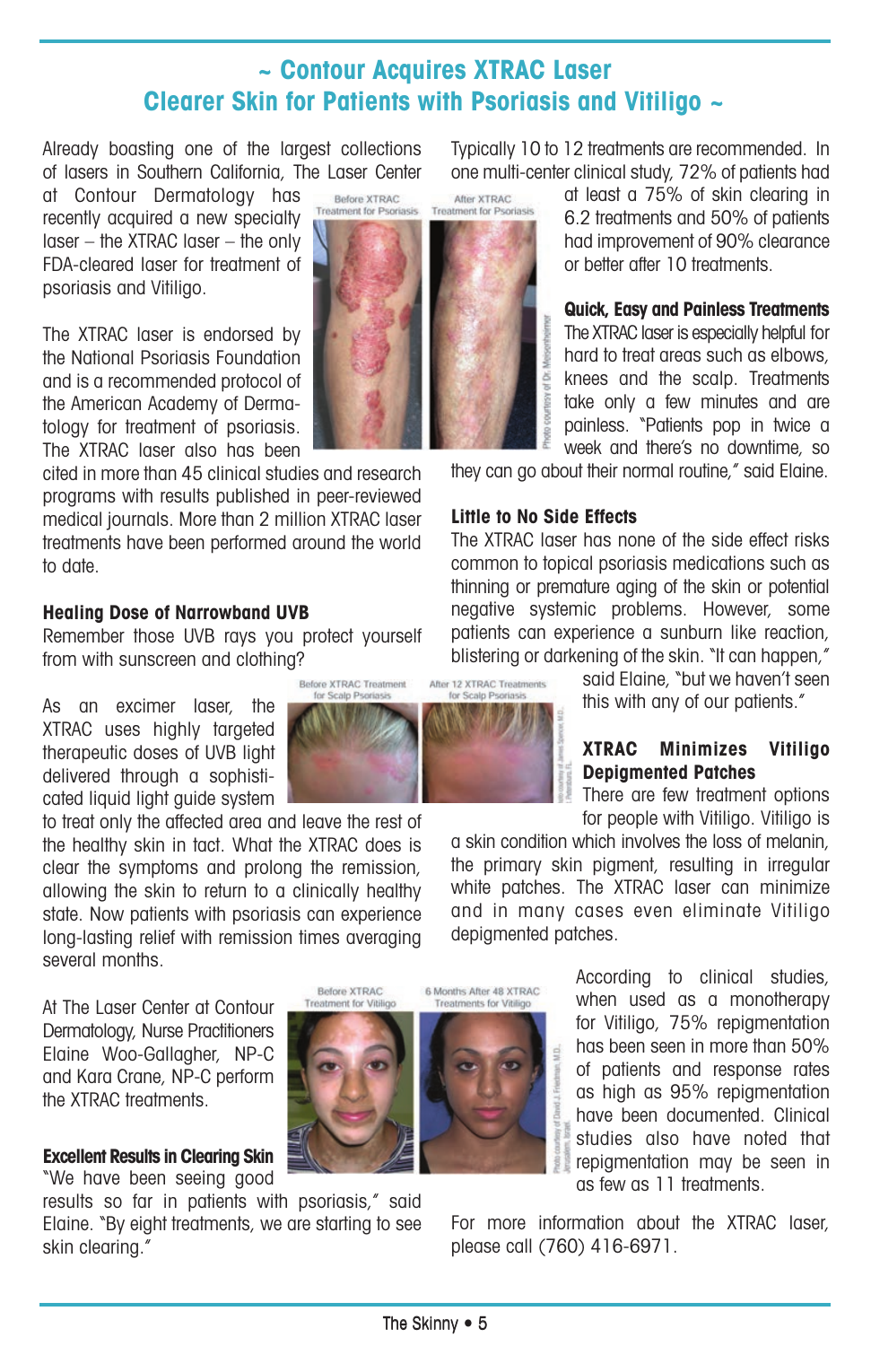# ~ Contour Acquires XTRAC Laser Clearer Skin for Patients with Psoriasis and Vitiligo ~

Already boasting one of the largest collections of lasers in Southern California, The Laser Center at Contour Dermatology has recently acquired a new specialty laser – the XTRAC laser – the only FDA-cleared laser for treatment of psoriasis and Vitiligo.

Before XTRAC Treatment for Psoriasis

After XTRAC Treatment for Psoriasis

Photo courtesy of Dr. Meisenheimer

The XTRAC laser is endorsed by the National Psoriasis Foundation and is a recommended protocol of the American Academy of Dermatology for treatment of psoriasis. The XTRAC laser also has been cited in more than 45 clinical studies and research programs with results published in peer-reviewed medical journals. More than 2 million XTRAC laser treatments have been performed around the world to date.

### Healing Dose of Narrowband UVB

Remember those UVB rays you protect yourself from with sunscreen and clothing?

Before XTRAC Treatment for Scalp Psoriasis

After 12 XTRAC Treatments for Scalp Psoriasis

As an excimer laser, the XTRAC uses highly targeted therapeutic doses of UVB light delivered through a sophisticated liquid light guide system to treat only the affected area and leave the rest of the healthy skin in tact. What the XTRAC does is clear the symptoms and prolong the remission, allowing the skin to return to a clinically healthy state. Now patients with psoriasis can experience long-lasting relief with remission times averaging several months.

At The Laser Center at Contour Dermatology, Nurse Practitioners Elaine Woo-Gallagher, NP-C and Kara Crane, NP-C perform the XTRAC treatments.

Before XTRAC Treatment for Vitiligo

6 Months After 48 XTRAC Treatments for Vitiligo

Photo courtesy of David J. Friedman, M.D., Jerusalem, Israel

### Excellent Results in Clearing Skin

"We have been seeing good results so far in patients with psoriasis," said Elaine. "By eight treatments, we are starting to see skin clearing."

Typically 10 to 12 treatments are recommended. In one multi-center clinical study, 72% of patients had at least a 75% of skin clearing in 6.2 treatments and 50% of patients had improvement of 90% clearance or better after 10 treatments.

### Quick, Easy and Painless Treatments

The XTRAC laser is especially helpful for hard to treat areas such as elbows, knees and the scalp. Treatments take only a few minutes and are painless. "Patients pop in twice a week and there's no downtime, so they can go about their normal routine," said Elaine.

### Little to No Side Effects

The XTRAC laser has none of the side effect risks common to topical psoriasis medications such as thinning or premature aging of the skin or potential negative systemic problems. However, some patients can experience a sunburn like reaction, blistering or darkening of the skin. "It can happen," said Elaine, "but we haven't seen this with any of our patients."

### XTRAC Minimizes Vitiligo Depigmented Patches

There are few treatment options for people with Vitiligo. Vitiligo is a skin condition which involves the loss of melanin, the primary skin pigment, resulting in irregular white patches. The XTRAC laser can minimize and in many cases even eliminate Vitiligo depigmented patches.

According to clinical studies, when used as a monotherapy for Vitiligo, 75% repigmentation has been seen in more than 50% of patients and response rates as high as 95% repigmentation have been documented. Clinical studies also have noted that repigmentation may be seen in as few as 11 treatments.

For more information about the XTRAC laser, please call (760) 416-6971.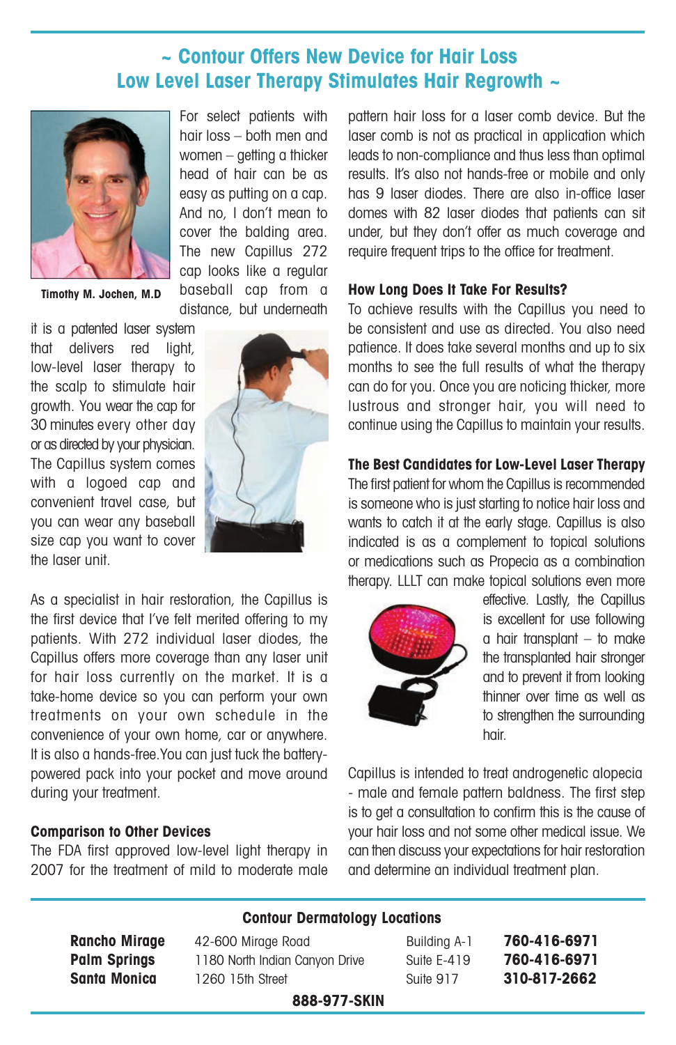# ~ Contour Offers New Device for Hair Loss
# Low Level Laser Therapy Stimulates Hair Regrowth ~

Timothy M. Jochen, M.D

For select patients with hair loss – both men and women – getting a thicker head of hair can be as easy as putting on a cap. And no, I don't mean to cover the balding area. The new Capillus 272 cap looks like a regular baseball cap from a distance, but underneath it is a patented laser system that delivers red light, low-level laser therapy to the scalp to stimulate hair growth. You wear the cap for 30 minutes every other day or as directed by your physician. The Capillus system comes with a logoed cap and convenient travel case, but you can wear any baseball size cap you want to cover the laser unit.

As a specialist in hair restoration, the Capillus is the first device that I've felt merited offering to my patients. With 272 individual laser diodes, the Capillus offers more coverage than any laser unit for hair loss currently on the market. It is a take-home device so you can perform your own treatments on your own schedule in the convenience of your own home, car or anywhere. It is also a hands-free. You can just tuck the battery-powered pack into your pocket and move around during your treatment.

### Comparison to Other Devices

The FDA first approved low-level light therapy in 2007 for the treatment of mild to moderate male pattern hair loss for a laser comb device. But the laser comb is not as practical in application which leads to non-compliance and thus less than optimal results. It's also not hands-free or mobile and only has 9 laser diodes. There are also in-office laser domes with 82 laser diodes that patients can sit under, but they don't offer as much coverage and require frequent trips to the office for treatment.

### How Long Does It Take For Results?

To achieve results with the Capillus you need to be consistent and use as directed. You also need patience. It does take several months and up to six months to see the full results of what the therapy can do for you. Once you are noticing thicker, more lustrous and stronger hair, you will need to continue using the Capillus to maintain your results.

### The Best Candidates for Low-Level Laser Therapy

The first patient for whom the Capillus is recommended is someone who is just starting to notice hair loss and wants to catch it at the early stage. Capillus is also indicated is as a complement to topical solutions or medications such as Propecia as a combination therapy. LLLT can make topical solutions even more effective. Lastly, the Capillus is excellent for use following a hair transplant – to make the transplanted hair stronger and to prevent it from looking thinner over time as well as to strengthen the surrounding hair.

Capillus is intended to treat androgenetic alopecia - male and female pattern baldness. The first step is to get a consultation to confirm this is the cause of your hair loss and not some other medical issue. We can then discuss your expectations for hair restoration and determine an individual treatment plan.

### Contour Dermatology Locations

| | | | |
|---|---|---|---|
| **Rancho Mirage** | 42-600 Mirage Road | Building A-1 | **760-416-6971** |
| **Palm Springs** | 1180 North Indian Canyon Drive | Suite E-419 | **760-416-6971** |
| **Santa Monica** | 1260 15th Street | Suite 917 | **310-817-2662** |

**888-977-SKIN**